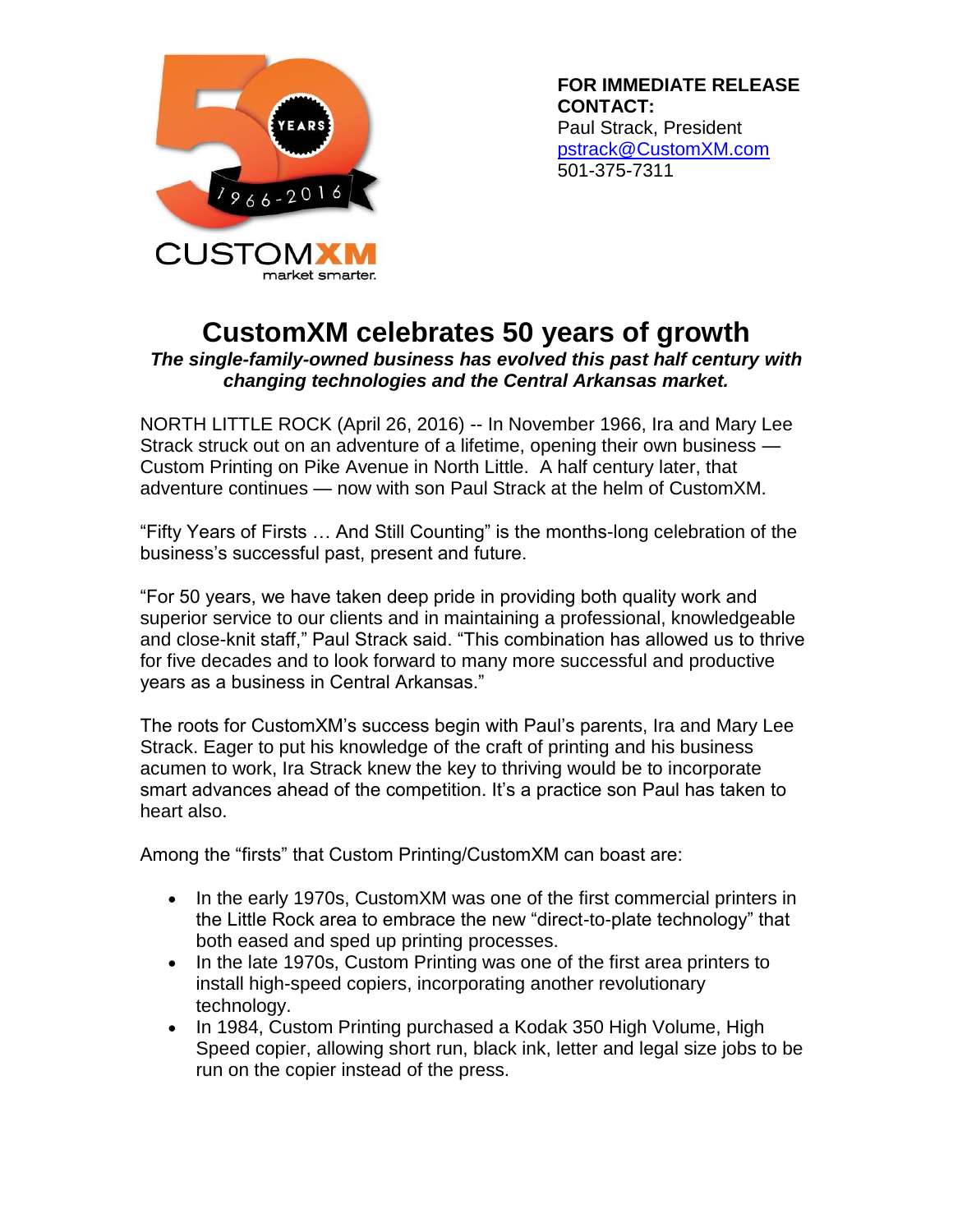FOR IMMEDIATE RELEASE

**CONTACT:**
Paul Strack, President
pstrack@CustomXM.com
501-375-7311

# CustomXM celebrates 50 years of growth

***The single-family-owned business has evolved this past half century with changing technologies and the Central Arkansas market.***

NORTH LITTLE ROCK (April 26, 2016) -- In November 1966, Ira and Mary Lee Strack struck out on an adventure of a lifetime, opening their own business — Custom Printing on Pike Avenue in North Little. A half century later, that adventure continues — now with son Paul Strack at the helm of CustomXM.

"Fifty Years of Firsts … And Still Counting" is the months-long celebration of the business's successful past, present and future.

"For 50 years, we have taken deep pride in providing both quality work and superior service to our clients and in maintaining a professional, knowledgeable and close-knit staff," Paul Strack said. "This combination has allowed us to thrive for five decades and to look forward to many more successful and productive years as a business in Central Arkansas."

The roots for CustomXM's success begin with Paul's parents, Ira and Mary Lee Strack. Eager to put his knowledge of the craft of printing and his business acumen to work, Ira Strack knew the key to thriving would be to incorporate smart advances ahead of the competition. It's a practice son Paul has taken to heart also.

Among the "firsts" that Custom Printing/CustomXM can boast are:

- In the early 1970s, CustomXM was one of the first commercial printers in the Little Rock area to embrace the new "direct-to-plate technology" that both eased and sped up printing processes.
- In the late 1970s, Custom Printing was one of the first area printers to install high-speed copiers, incorporating another revolutionary technology.
- In 1984, Custom Printing purchased a Kodak 350 High Volume, High Speed copier, allowing short run, black ink, letter and legal size jobs to be run on the copier instead of the press.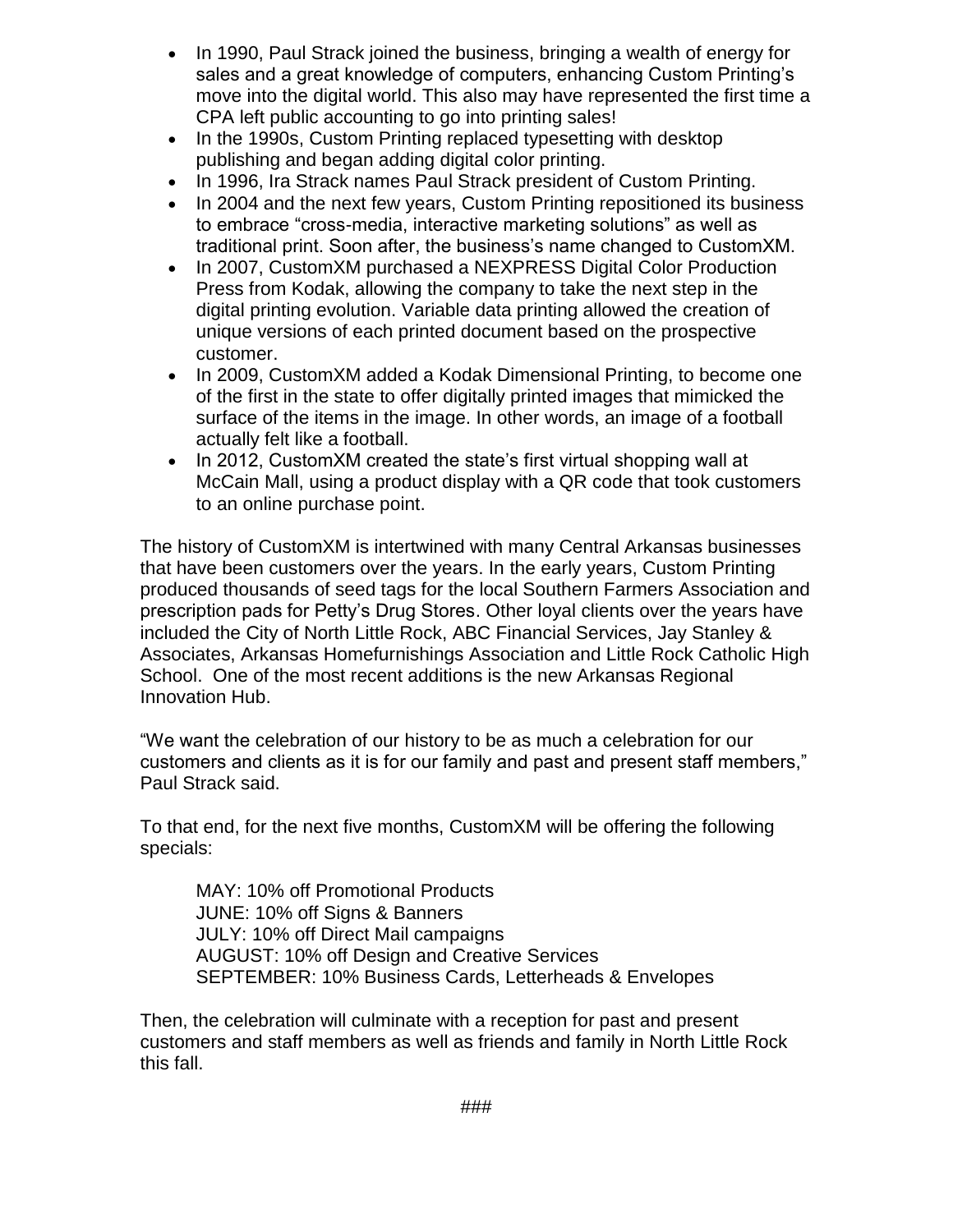- In 1990, Paul Strack joined the business, bringing a wealth of energy for sales and a great knowledge of computers, enhancing Custom Printing's move into the digital world. This also may have represented the first time a CPA left public accounting to go into printing sales!
- In the 1990s, Custom Printing replaced typesetting with desktop publishing and began adding digital color printing.
- In 1996, Ira Strack names Paul Strack president of Custom Printing.
- In 2004 and the next few years, Custom Printing repositioned its business to embrace "cross-media, interactive marketing solutions" as well as traditional print. Soon after, the business's name changed to CustomXM.
- In 2007, CustomXM purchased a NEXPRESS Digital Color Production Press from Kodak, allowing the company to take the next step in the digital printing evolution. Variable data printing allowed the creation of unique versions of each printed document based on the prospective customer.
- In 2009, CustomXM added a Kodak Dimensional Printing, to become one of the first in the state to offer digitally printed images that mimicked the surface of the items in the image. In other words, an image of a football actually felt like a football.
- In 2012, CustomXM created the state's first virtual shopping wall at McCain Mall, using a product display with a QR code that took customers to an online purchase point.

The history of CustomXM is intertwined with many Central Arkansas businesses that have been customers over the years. In the early years, Custom Printing produced thousands of seed tags for the local Southern Farmers Association and prescription pads for Petty's Drug Stores. Other loyal clients over the years have included the City of North Little Rock, ABC Financial Services, Jay Stanley & Associates, Arkansas Homefurnishings Association and Little Rock Catholic High School. One of the most recent additions is the new Arkansas Regional Innovation Hub.

"We want the celebration of our history to be as much a celebration for our customers and clients as it is for our family and past and present staff members," Paul Strack said.

To that end, for the next five months, CustomXM will be offering the following specials:

MAY: 10% off Promotional Products
JUNE: 10% off Signs & Banners
JULY: 10% off Direct Mail campaigns
AUGUST: 10% off Design and Creative Services
SEPTEMBER: 10% Business Cards, Letterheads & Envelopes

Then, the celebration will culminate with a reception for past and present customers and staff members as well as friends and family in North Little Rock this fall.

###